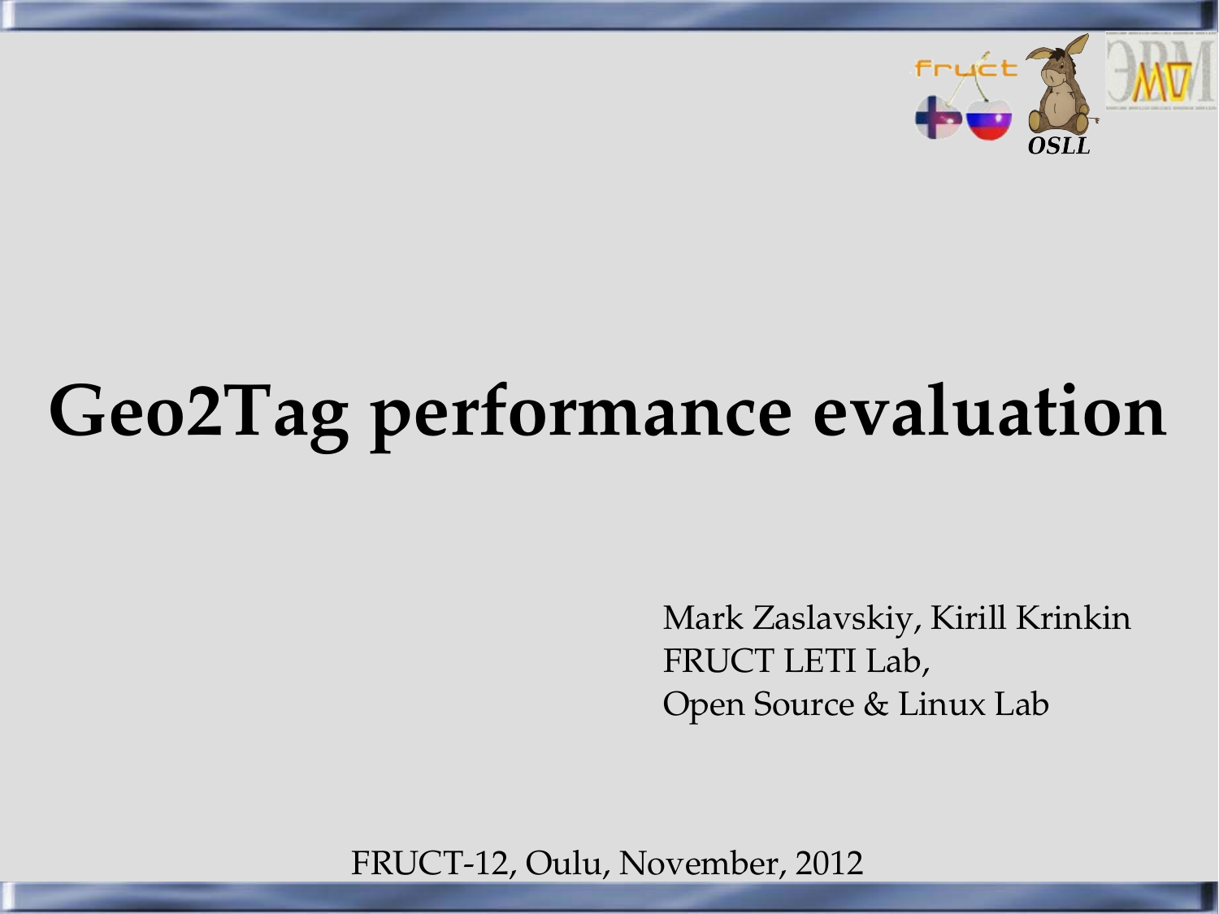# Geo2Tag performance evaluation

Mark Zaslavskiy, Kirill Krinkin
FRUCT LETI Lab,
Open Source & Linux Lab

FRUCT-12, Oulu, November, 2012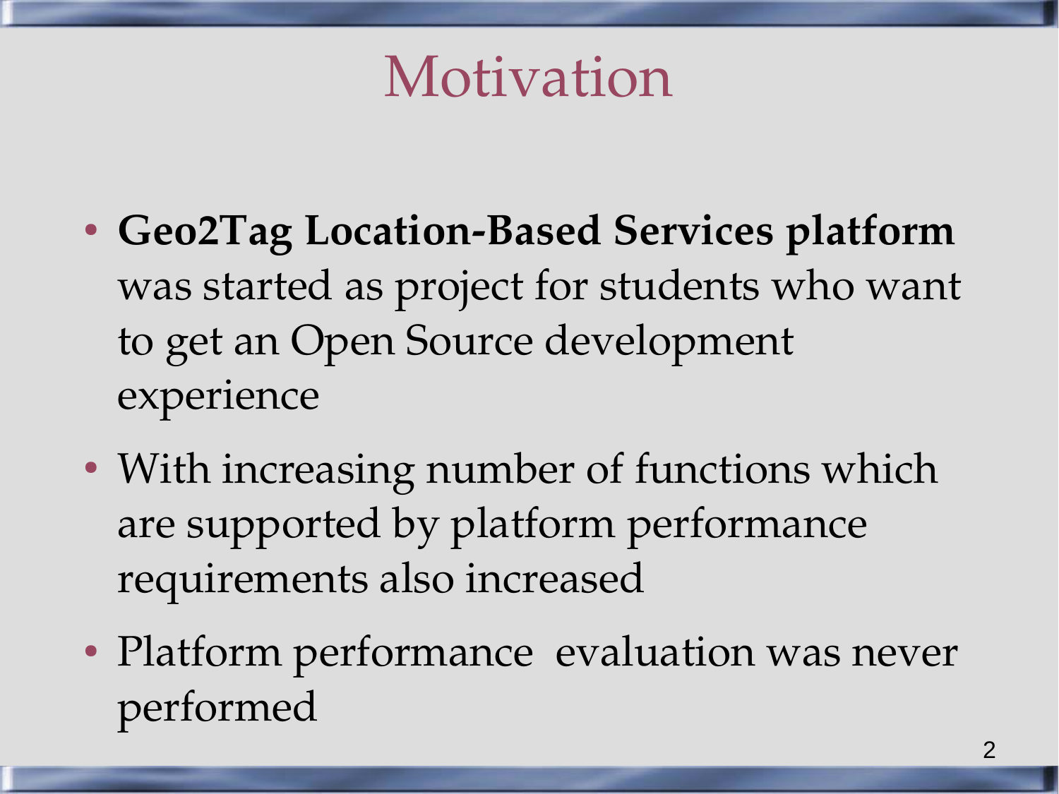# Motivation

- **Geo2Tag Location-Based Services platform** was started as project for students who want to get an Open Source development experience
- With increasing number of functions which are supported by platform performance requirements also increased
- Platform performance evaluation was never performed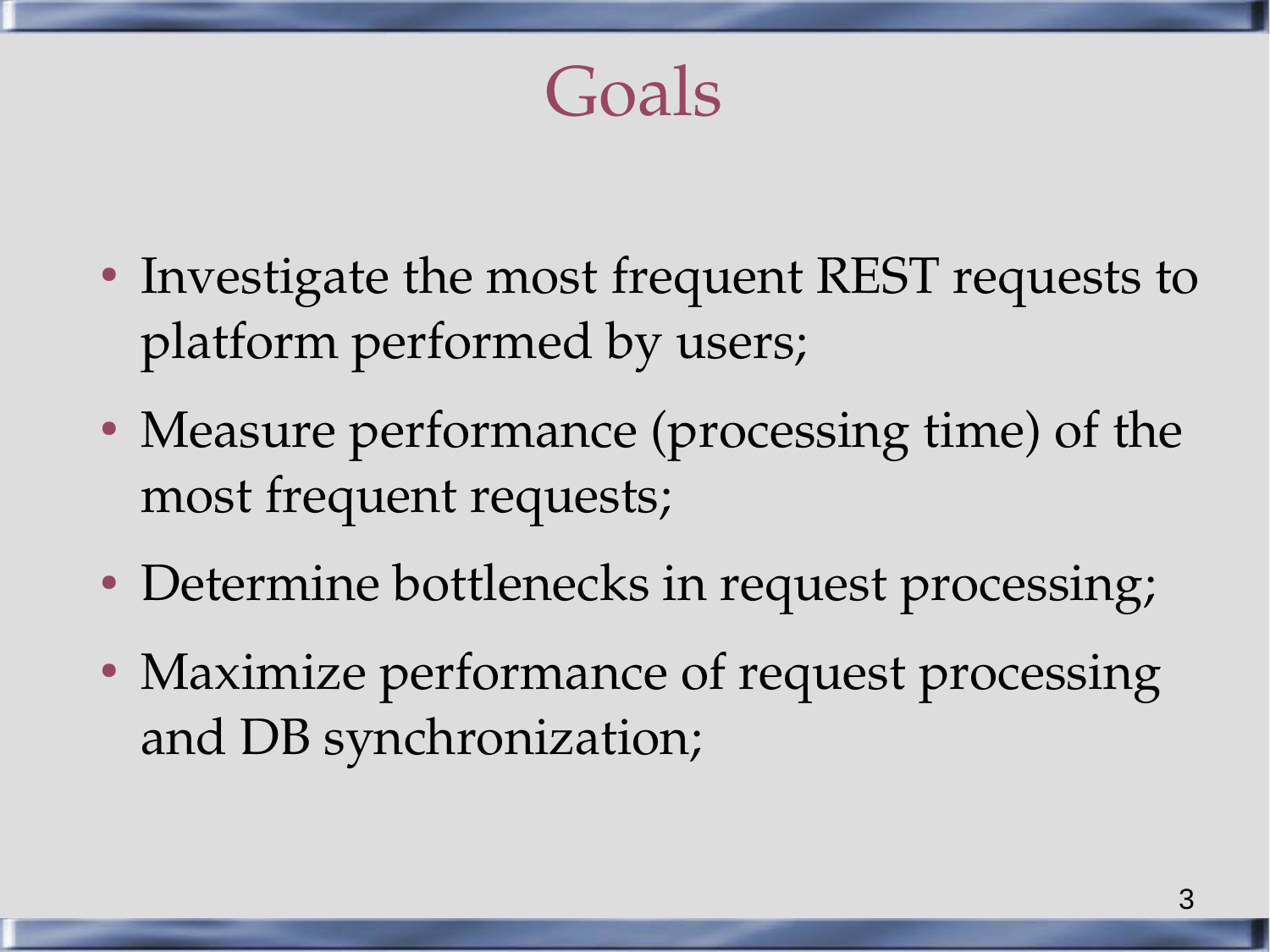# Goals

- Investigate the most frequent REST requests to platform performed by users;
- Measure performance (processing time) of the most frequent requests;
- Determine bottlenecks in request processing;
- Maximize performance of request processing and DB synchronization;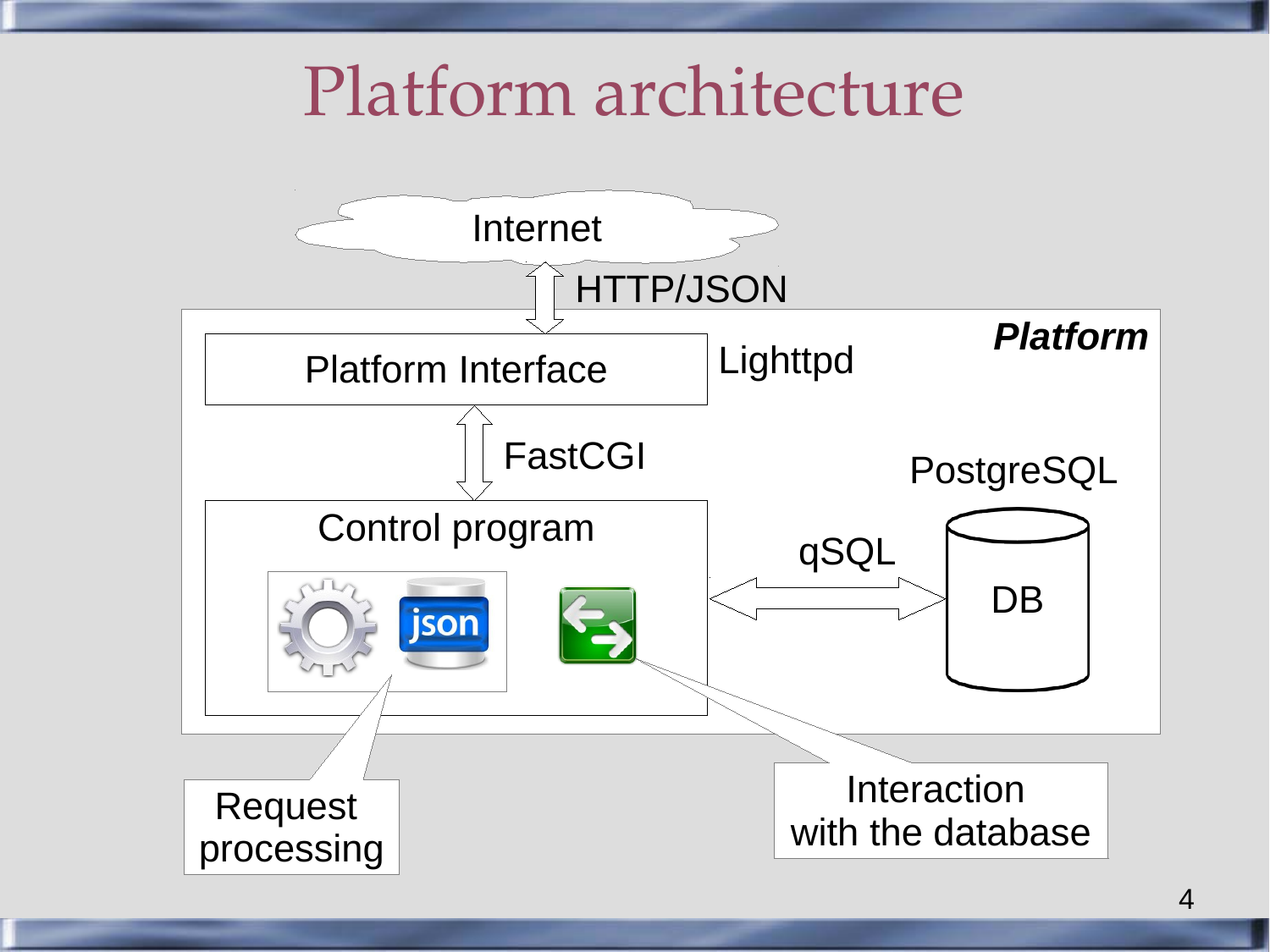# Platform architecture

Internet

HTTP/JSON

*Platform*

Platform Interface

Lighttpd

FastCGI

PostgreSQL

Control program

qSQL

DB

Request processing

Interaction with the database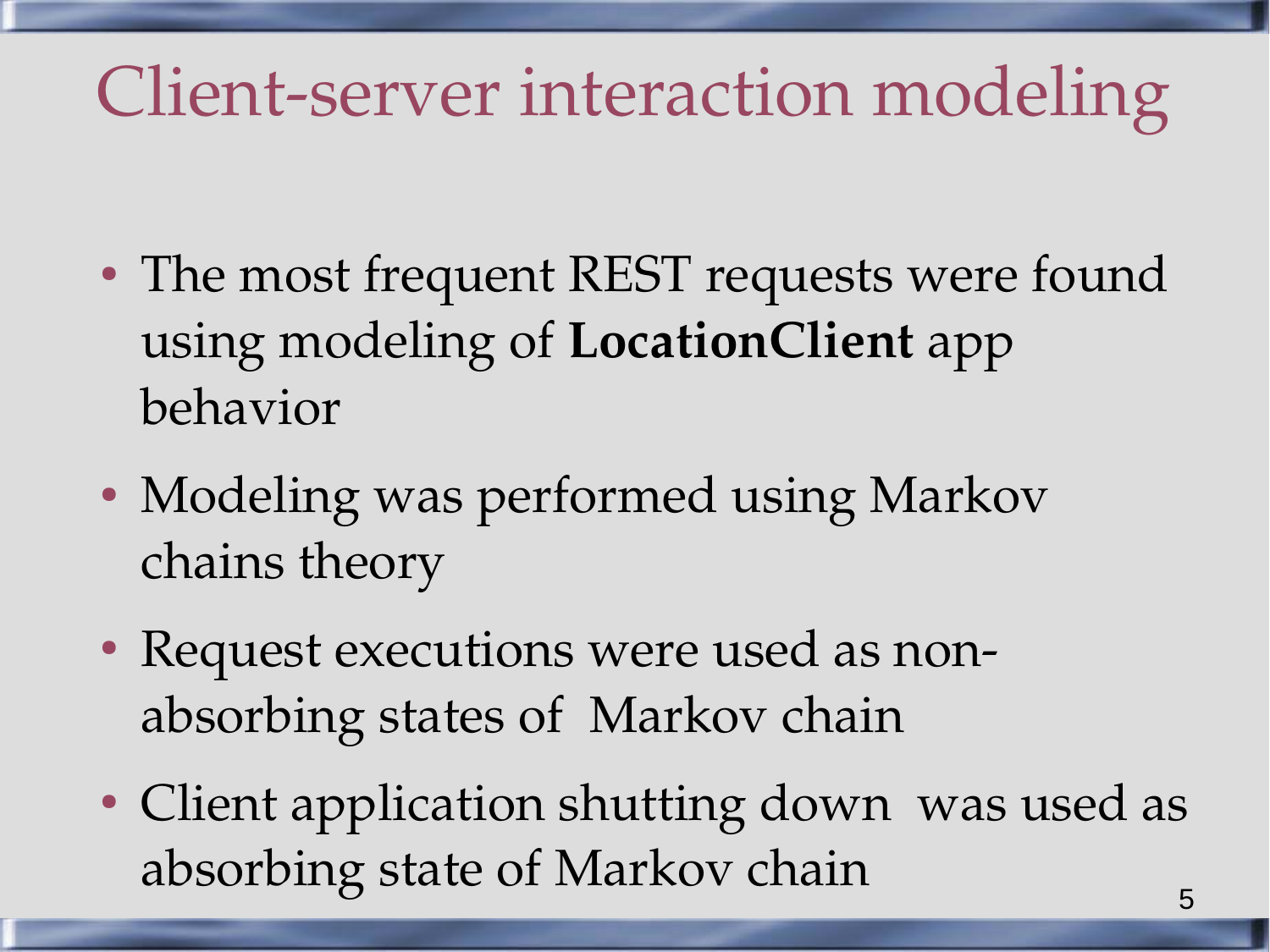# Client-server interaction modeling

- The most frequent REST requests were found using modeling of **LocationClient** app behavior
- Modeling was performed using Markov chains theory
- Request executions were used as non-absorbing states of Markov chain
- Client application shutting down was used as absorbing state of Markov chain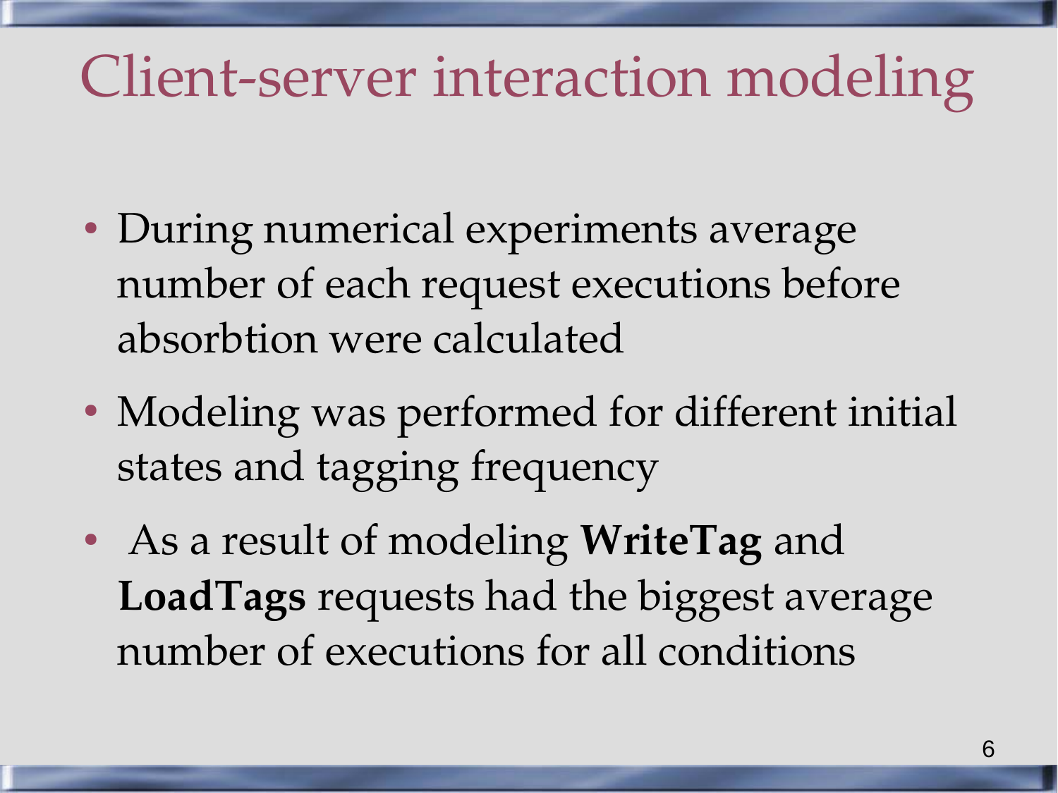# Client-server interaction modeling

- During numerical experiments average number of each request executions before absorbtion were calculated
- Modeling was performed for different initial states and tagging frequency
- As a result of modeling **WriteTag** and **LoadTags** requests had the biggest average number of executions for all conditions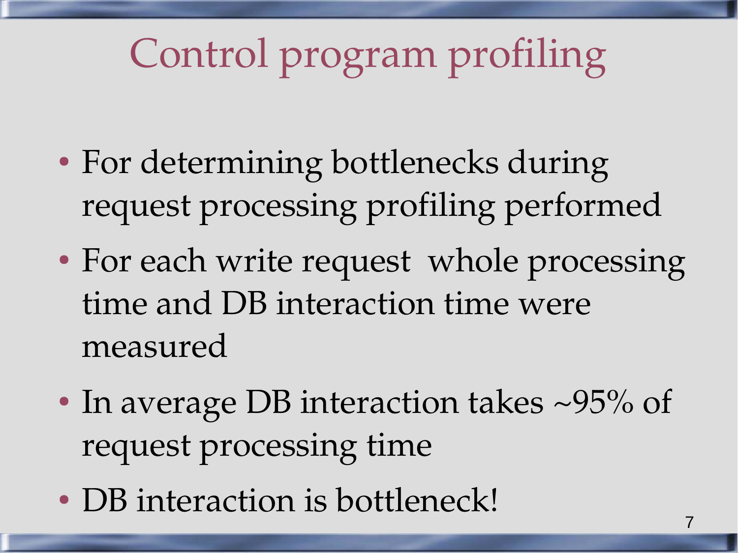# Control program profiling

- For determining bottlenecks during request processing profiling performed
- For each write request  whole processing time and DB interaction time were measured
- In average DB interaction takes ~95% of request processing time
- DB interaction is bottleneck!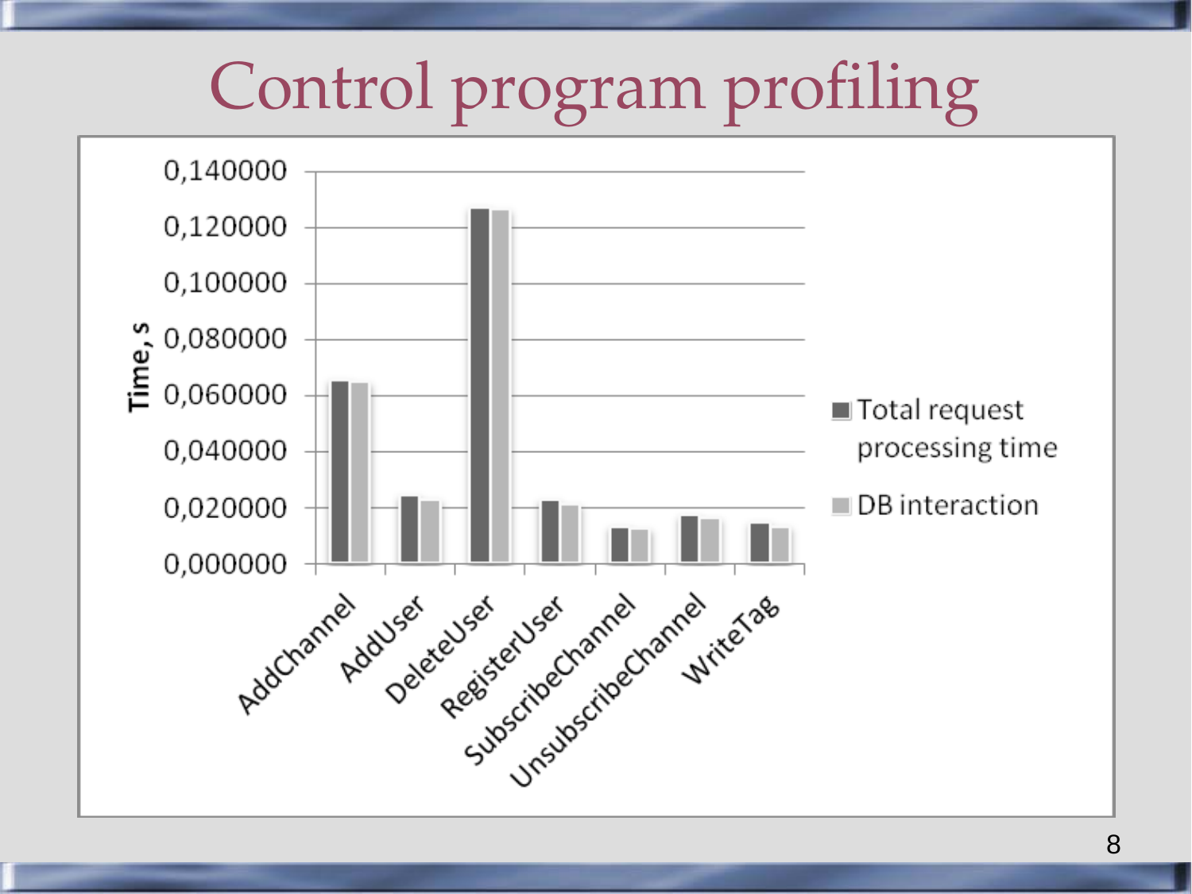# Control program profiling

Time, s

0,140000
0,120000
0,100000
0,080000
0,060000
0,040000
0,020000
0,000000

AddChannel, AddUser, DeleteUser, RegisterUser, SubscribeChannel, UnsubscribeChannel, WriteTag

Total request processing time

DB interaction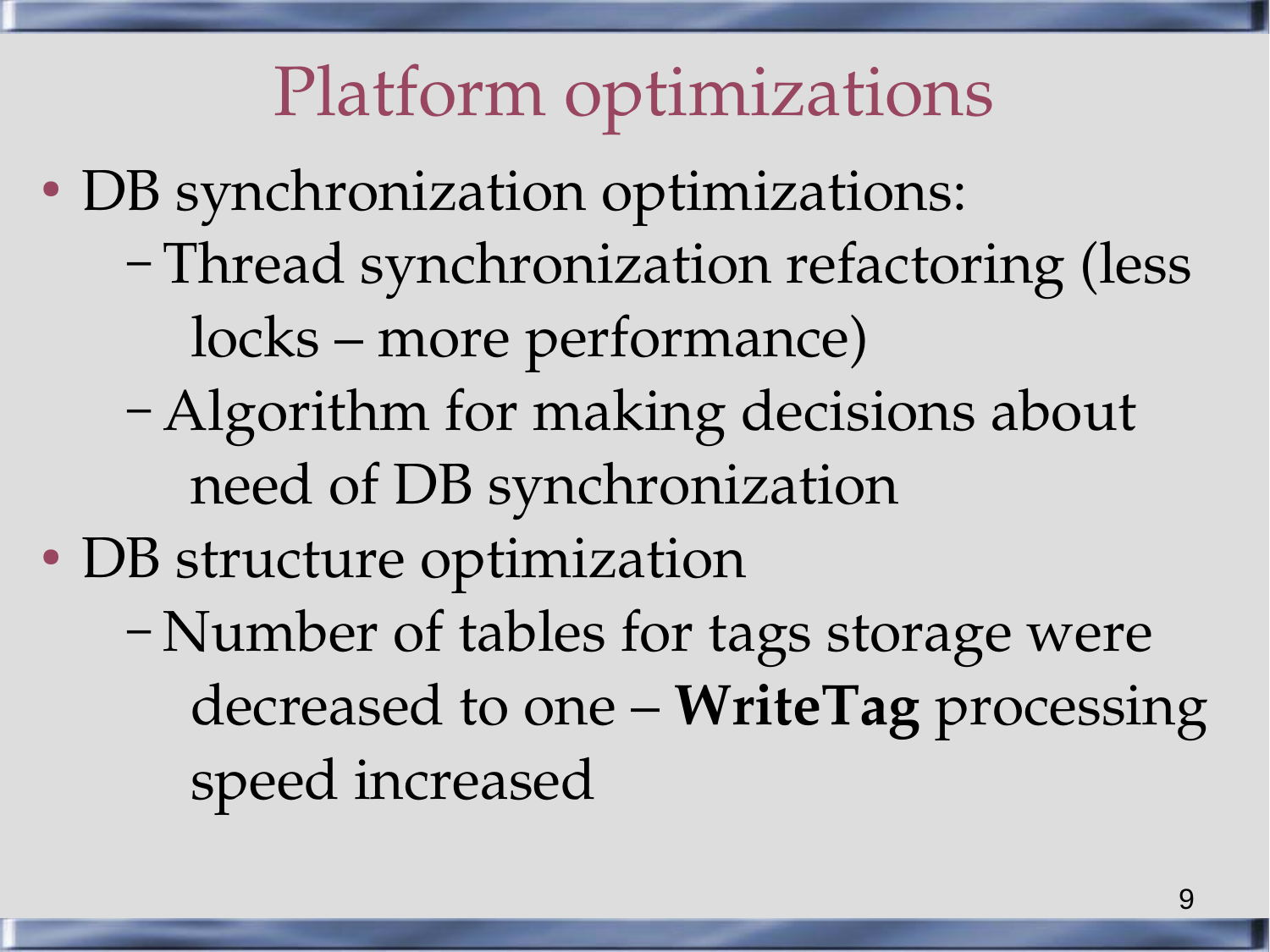# Platform optimizations

- DB synchronization optimizations:
  - Thread synchronization refactoring (less locks – more performance)
  - Algorithm for making decisions about need of DB synchronization
- DB structure optimization
  - Number of tables for tags storage were decreased to one – **WriteTag** processing speed increased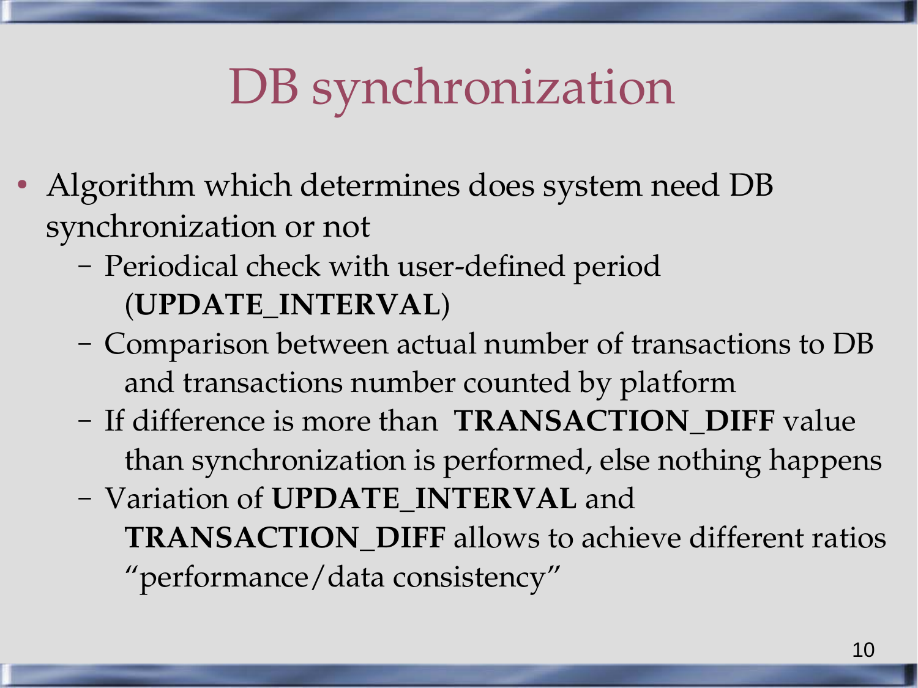# DB synchronization

- Algorithm which determines does system need DB synchronization or not
  - Periodical check with user-defined period (**UPDATE_INTERVAL**)
  - Comparison between actual number of transactions to DB and transactions number counted by platform
  - If difference is more than **TRANSACTION_DIFF** value than synchronization is performed, else nothing happens
  - Variation of **UPDATE_INTERVAL** and **TRANSACTION_DIFF** allows to achieve different ratios "performance/data consistency"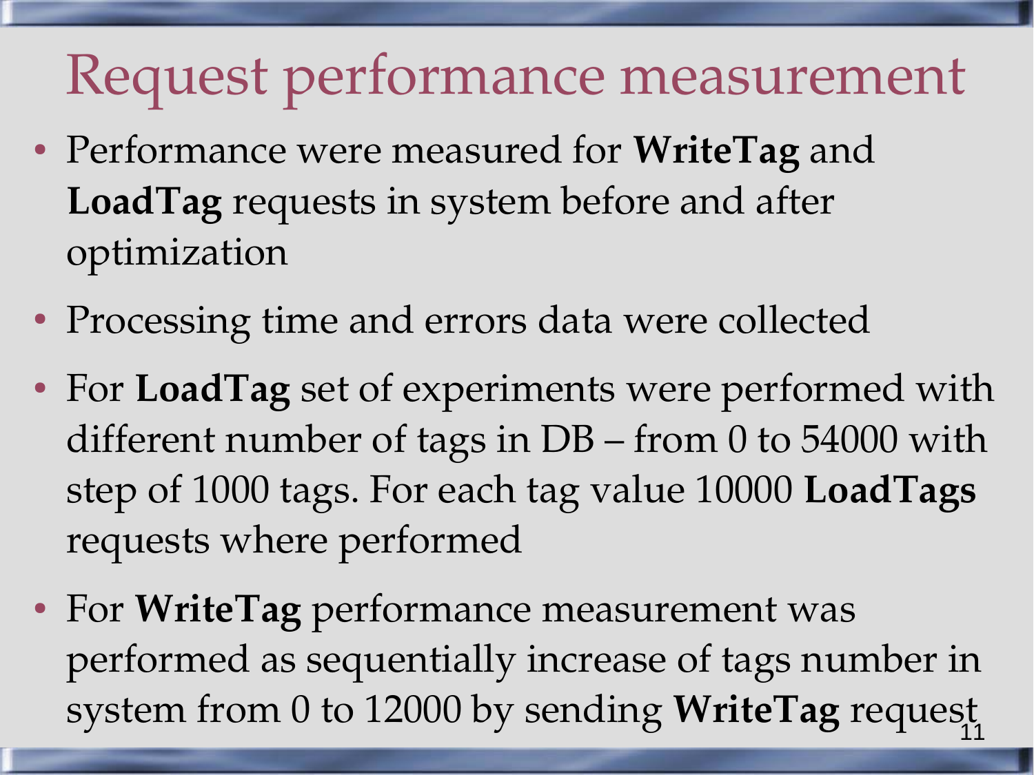# Request performance measurement

- Performance were measured for **WriteTag** and **LoadTag** requests in system before and after optimization
- Processing time and errors data were collected
- For **LoadTag** set of experiments were performed with different number of tags in DB – from 0 to 54000 with step of 1000 tags. For each tag value 10000 **LoadTags** requests where performed
- For **WriteTag** performance measurement was performed as sequentially increase of tags number in system from 0 to 12000 by sending **WriteTag** request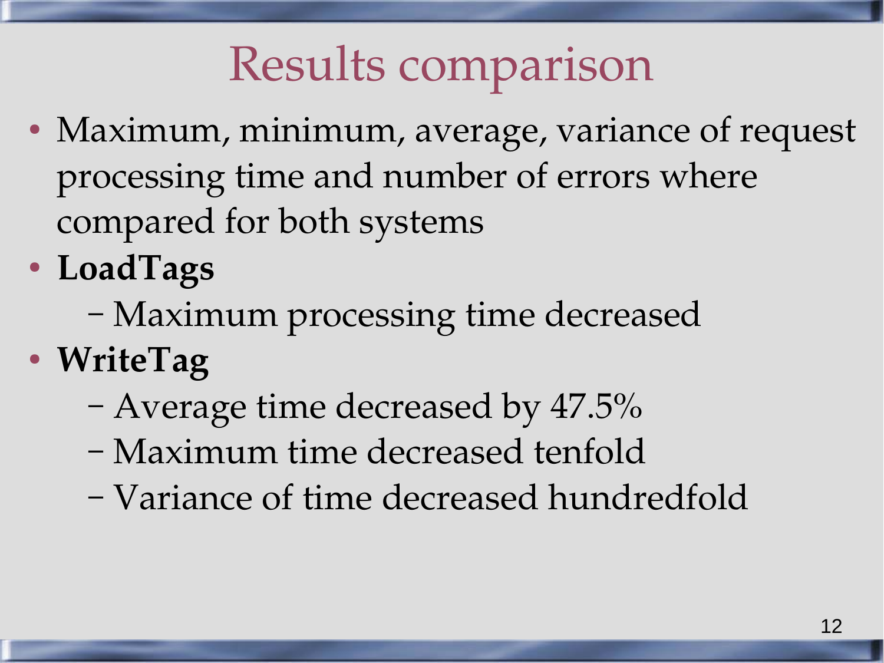# Results comparison

- Maximum, minimum, average, variance of request processing time and number of errors where compared for both systems
- **LoadTags**
  - Maximum processing time decreased
- **WriteTag**
  - Average time decreased by 47.5%
  - Maximum time decreased tenfold
  - Variance of time decreased hundredfold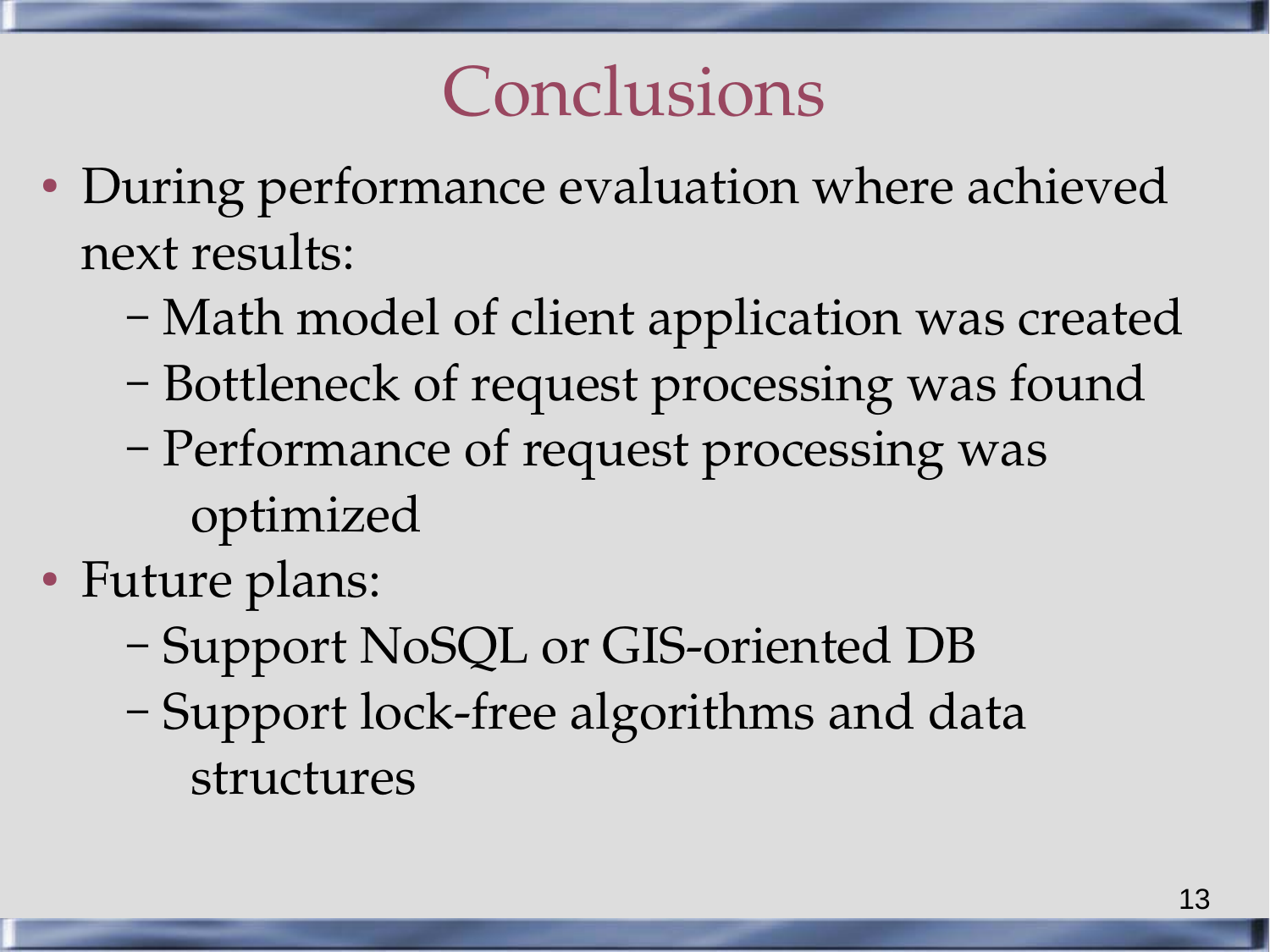# Conclusions

- During performance evaluation where achieved next results:
  - Math model of client application was created
  - Bottleneck of request processing was found
  - Performance of request processing was optimized
- Future plans:
  - Support NoSQL or GIS-oriented DB
  - Support lock-free algorithms and data structures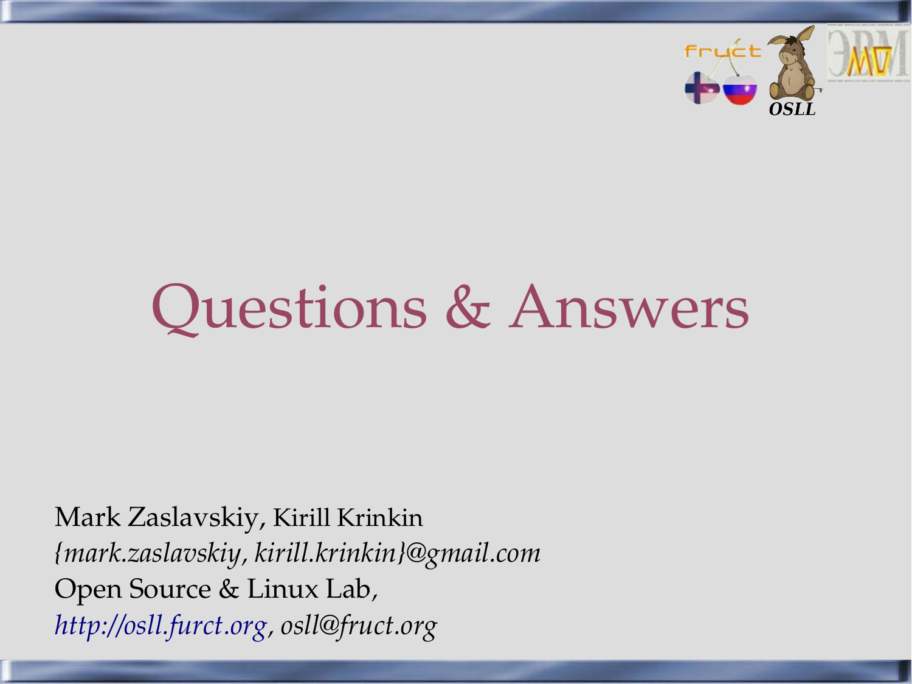# Questions & Answers

Mark Zaslavskiy, Kirill Krinkin

*{mark.zaslavskiy, kirill.krinkin}@gmail.com*

Open Source & Linux Lab,

*http://osll.furct.org*, *osll@fruct.org*